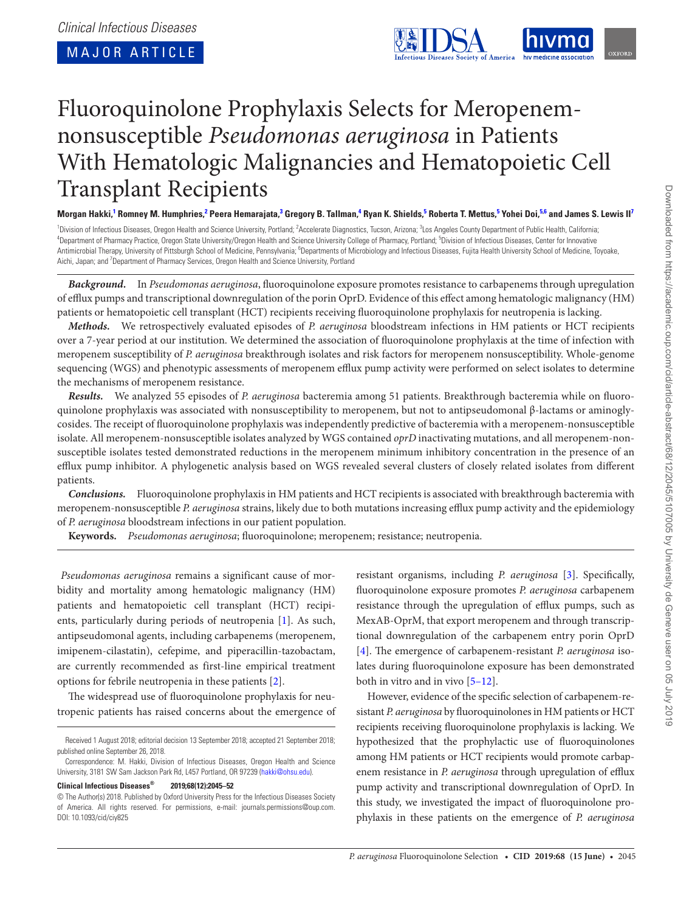MAJOR ARTICLE

# Fluoroquinolone Prophylaxis Selects for Meropenem-nonsusceptible *Pseudomonas aeruginosa* in Patients With Hematologic Malignancies and Hematopoietic Cell Transplant Recipients

**Morgan Hakki,[1] Romney M. Humphries,[2] Peera Hemarajata,[3] Gregory B. Tallman,[4] Ryan K. Shields,[5] Roberta T. Mettus,[5] Yohei Doi,[5,6] and James S. Lewis II[7]**

[1]Division of Infectious Diseases, Oregon Health and Science University, Portland; [2]Accelerate Diagnostics, Tucson, Arizona; [3]Los Angeles County Department of Public Health, California; [4]Department of Pharmacy Practice, Oregon State University/Oregon Health and Science University College of Pharmacy, Portland; [5]Division of Infectious Diseases, Center for Innovative Antimicrobial Therapy, University of Pittsburgh School of Medicine, Pennsylvania; [6]Departments of Microbiology and Infectious Diseases, Fujita Health University School of Medicine, Toyoake, Aichi, Japan; and [7]Department of Pharmacy Services, Oregon Health and Science University, Portland

***Background.*** In *Pseudomonas aeruginosa*, fluoroquinolone exposure promotes resistance to carbapenems through upregulation of efflux pumps and transcriptional downregulation of the porin OprD. Evidence of this effect among hematologic malignancy (HM) patients or hematopoietic cell transplant (HCT) recipients receiving fluoroquinolone prophylaxis for neutropenia is lacking.

***Methods.*** We retrospectively evaluated episodes of *P. aeruginosa* bloodstream infections in HM patients or HCT recipients over a 7-year period at our institution. We determined the association of fluoroquinolone prophylaxis at the time of infection with meropenem susceptibility of *P. aeruginosa* breakthrough isolates and risk factors for meropenem nonsusceptibility. Whole-genome sequencing (WGS) and phenotypic assessments of meropenem efflux pump activity were performed on select isolates to determine the mechanisms of meropenem resistance.

***Results.*** We analyzed 55 episodes of *P. aeruginosa* bacteremia among 51 patients. Breakthrough bacteremia while on fluoroquinolone prophylaxis was associated with nonsusceptibility to meropenem, but not to antipseudomonal β-lactams or aminoglycosides. The receipt of fluoroquinolone prophylaxis was independently predictive of bacteremia with a meropenem-nonsusceptible isolate. All meropenem-nonsusceptible isolates analyzed by WGS contained *oprD* inactivating mutations, and all meropenem-nonsusceptible isolates tested demonstrated reductions in the meropenem minimum inhibitory concentration in the presence of an efflux pump inhibitor. A phylogenetic analysis based on WGS revealed several clusters of closely related isolates from different patients.

***Conclusions.*** Fluoroquinolone prophylaxis in HM patients and HCT recipients is associated with breakthrough bacteremia with meropenem-nonsusceptible *P. aeruginosa* strains, likely due to both mutations increasing efflux pump activity and the epidemiology of *P. aeruginosa* bloodstream infections in our patient population.

**Keywords.** *Pseudomonas aeruginosa*; fluoroquinolone; meropenem; resistance; neutropenia.

*Pseudomonas aeruginosa* remains a significant cause of morbidity and mortality among hematologic malignancy (HM) patients and hematopoietic cell transplant (HCT) recipients, particularly during periods of neutropenia [1]. As such, antipseudomonal agents, including carbapenems (meropenem, imipenem-cilastatin), cefepime, and piperacillin-tazobactam, are currently recommended as first-line empirical treatment options for febrile neutropenia in these patients [2].

The widespread use of fluoroquinolone prophylaxis for neutropenic patients has raised concerns about the emergence of resistant organisms, including *P. aeruginosa* [3]. Specifically, fluoroquinolone exposure promotes *P. aeruginosa* carbapenem resistance through the upregulation of efflux pumps, such as MexAB-OprM, that export meropenem and through transcriptional downregulation of the carbapenem entry porin OprD [4]. The emergence of carbapenem-resistant *P. aeruginosa* isolates during fluoroquinolone exposure has been demonstrated both in vitro and in vivo [5–12].

However, evidence of the specific selection of carbapenem-resistant *P. aeruginosa* by fluoroquinolones in HM patients or HCT recipients receiving fluoroquinolone prophylaxis is lacking. We hypothesized that the prophylactic use of fluoroquinolones among HM patients or HCT recipients would promote carbapenem resistance in *P. aeruginosa* through upregulation of efflux pump activity and transcriptional downregulation of OprD. In this study, we investigated the impact of fluoroquinolone prophylaxis in these patients on the emergence of *P. aeruginosa*

Received 1 August 2018; editorial decision 13 September 2018; accepted 21 September 2018; published online September 26, 2018.

Correspondence: M. Hakki, Division of Infectious Diseases, Oregon Health and Science University, 3181 SW Sam Jackson Park Rd, L457 Portland, OR 97239 (hakki@ohsu.edu).

**Clinical Infectious Diseases® 2019;68(12):2045–52**

© The Author(s) 2018. Published by Oxford University Press for the Infectious Diseases Society of America. All rights reserved. For permissions, e-mail: journals.permissions@oup.com. DOI: 10.1093/cid/ciy825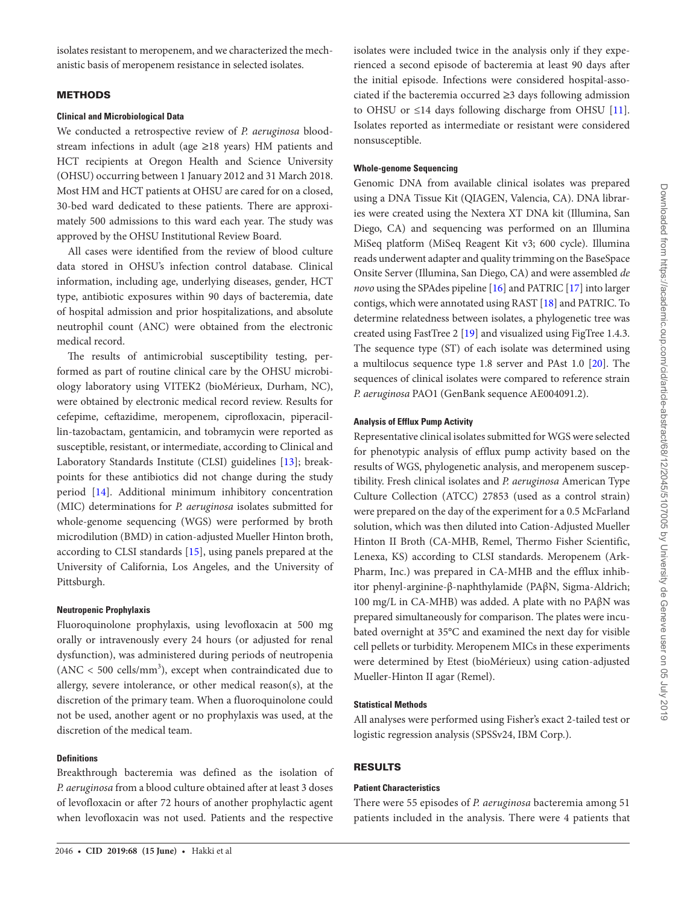isolates resistant to meropenem, and we characterized the mechanistic basis of meropenem resistance in selected isolates.

## METHODS

### Clinical and Microbiological Data

We conducted a retrospective review of *P. aeruginosa* bloodstream infections in adult (age ≥18 years) HM patients and HCT recipients at Oregon Health and Science University (OHSU) occurring between 1 January 2012 and 31 March 2018. Most HM and HCT patients at OHSU are cared for on a closed, 30-bed ward dedicated to these patients. There are approximately 500 admissions to this ward each year. The study was approved by the OHSU Institutional Review Board.

All cases were identified from the review of blood culture data stored in OHSU's infection control database. Clinical information, including age, underlying diseases, gender, HCT type, antibiotic exposures within 90 days of bacteremia, date of hospital admission and prior hospitalizations, and absolute neutrophil count (ANC) were obtained from the electronic medical record.

The results of antimicrobial susceptibility testing, performed as part of routine clinical care by the OHSU microbiology laboratory using VITEK2 (bioMérieux, Durham, NC), were obtained by electronic medical record review. Results for cefepime, ceftazidime, meropenem, ciprofloxacin, piperacillin-tazobactam, gentamicin, and tobramycin were reported as susceptible, resistant, or intermediate, according to Clinical and Laboratory Standards Institute (CLSI) guidelines [13]; breakpoints for these antibiotics did not change during the study period [14]. Additional minimum inhibitory concentration (MIC) determinations for *P. aeruginosa* isolates submitted for whole-genome sequencing (WGS) were performed by broth microdilution (BMD) in cation-adjusted Mueller Hinton broth, according to CLSI standards [15], using panels prepared at the University of California, Los Angeles, and the University of Pittsburgh.

### Neutropenic Prophylaxis

Fluoroquinolone prophylaxis, using levofloxacin at 500 mg orally or intravenously every 24 hours (or adjusted for renal dysfunction), was administered during periods of neutropenia (ANC < 500 cells/mm$^3$), except when contraindicated due to allergy, severe intolerance, or other medical reason(s), at the discretion of the primary team. When a fluoroquinolone could not be used, another agent or no prophylaxis was used, at the discretion of the medical team.

### Definitions

Breakthrough bacteremia was defined as the isolation of *P. aeruginosa* from a blood culture obtained after at least 3 doses of levofloxacin or after 72 hours of another prophylactic agent when levofloxacin was not used. Patients and the respective isolates were included twice in the analysis only if they experienced a second episode of bacteremia at least 90 days after the initial episode. Infections were considered hospital-associated if the bacteremia occurred ≥3 days following admission to OHSU or ≤14 days following discharge from OHSU [11]. Isolates reported as intermediate or resistant were considered nonsusceptible.

### Whole-genome Sequencing

Genomic DNA from available clinical isolates was prepared using a DNA Tissue Kit (QIAGEN, Valencia, CA). DNA libraries were created using the Nextera XT DNA kit (Illumina, San Diego, CA) and sequencing was performed on an Illumina MiSeq platform (MiSeq Reagent Kit v3; 600 cycle). Illumina reads underwent adapter and quality trimming on the BaseSpace Onsite Server (Illumina, San Diego, CA) and were assembled *de novo* using the SPAdes pipeline [16] and PATRIC [17] into larger contigs, which were annotated using RAST [18] and PATRIC. To determine relatedness between isolates, a phylogenetic tree was created using FastTree 2 [19] and visualized using FigTree 1.4.3. The sequence type (ST) of each isolate was determined using a multilocus sequence type 1.8 server and PAst 1.0 [20]. The sequences of clinical isolates were compared to reference strain *P. aeruginosa* PAO1 (GenBank sequence AE004091.2).

### Analysis of Efflux Pump Activity

Representative clinical isolates submitted for WGS were selected for phenotypic analysis of efflux pump activity based on the results of WGS, phylogenetic analysis, and meropenem susceptibility. Fresh clinical isolates and *P. aeruginosa* American Type Culture Collection (ATCC) 27853 (used as a control strain) were prepared on the day of the experiment for a 0.5 McFarland solution, which was then diluted into Cation-Adjusted Mueller Hinton II Broth (CA-MHB, Remel, Thermo Fisher Scientific, Lenexa, KS) according to CLSI standards. Meropenem (Ark-Pharm, Inc.) was prepared in CA-MHB and the efflux inhibitor phenyl-arginine-β-naphthylamide (PAβN, Sigma-Aldrich; 100 mg/L in CA-MHB) was added. A plate with no PAβN was prepared simultaneously for comparison. The plates were incubated overnight at 35°C and examined the next day for visible cell pellets or turbidity. Meropenem MICs in these experiments were determined by Etest (bioMérieux) using cation-adjusted Mueller-Hinton II agar (Remel).

### Statistical Methods

All analyses were performed using Fisher's exact 2-tailed test or logistic regression analysis (SPSSv24, IBM Corp.).

## RESULTS

### Patient Characteristics

There were 55 episodes of *P. aeruginosa* bacteremia among 51 patients included in the analysis. There were 4 patients that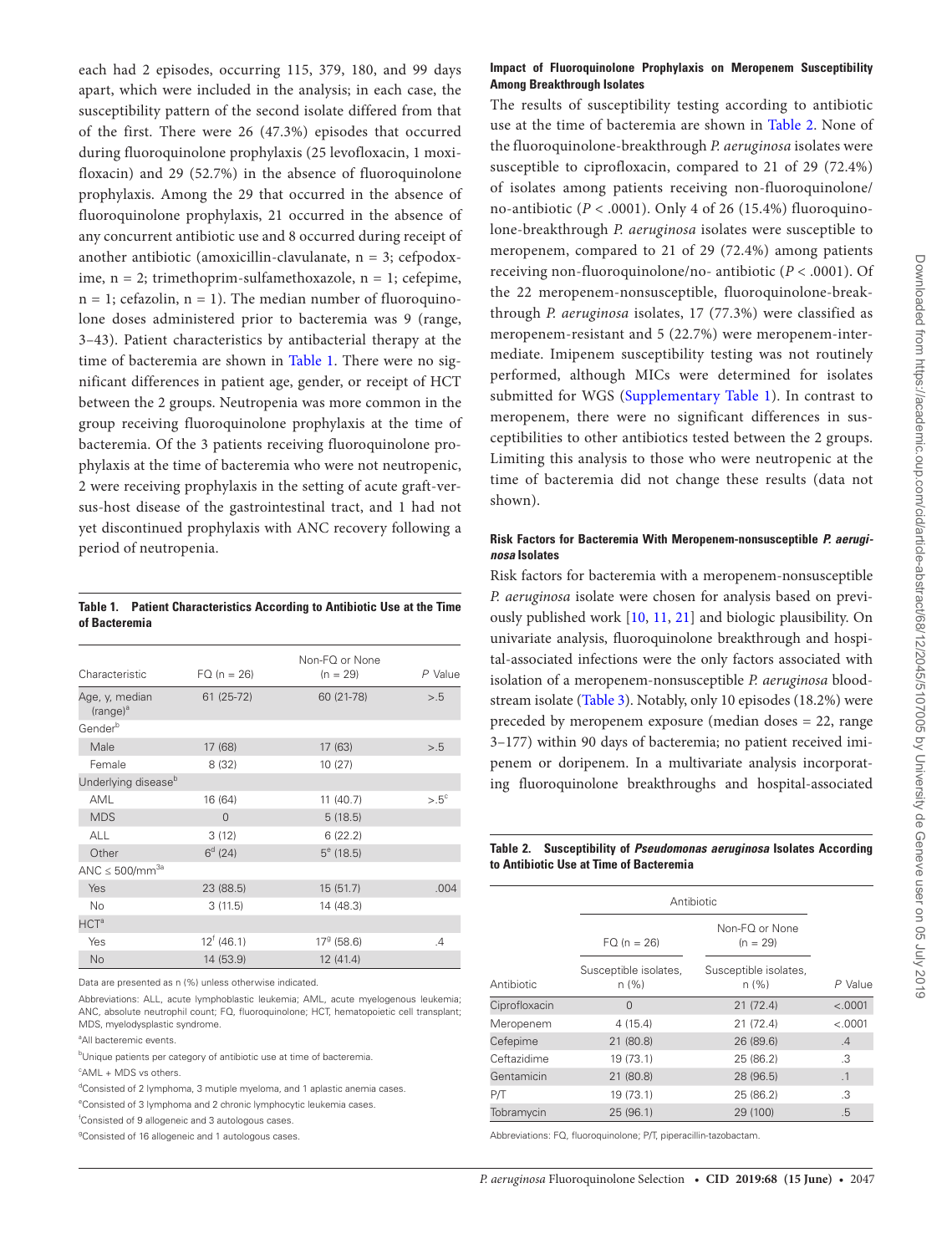each had 2 episodes, occurring 115, 379, 180, and 99 days apart, which were included in the analysis; in each case, the susceptibility pattern of the second isolate differed from that of the first. There were 26 (47.3%) episodes that occurred during fluoroquinolone prophylaxis (25 levofloxacin, 1 moxifloxacin) and 29 (52.7%) in the absence of fluoroquinolone prophylaxis. Among the 29 that occurred in the absence of fluoroquinolone prophylaxis, 21 occurred in the absence of any concurrent antibiotic use and 8 occurred during receipt of another antibiotic (amoxicillin-clavulanate, n = 3; cefpodoxime, n = 2; trimethoprim-sulfamethoxazole, n = 1; cefepime, n = 1; cefazolin, n = 1). The median number of fluoroquinolone doses administered prior to bacteremia was 9 (range, 3–43). Patient characteristics by antibacterial therapy at the time of bacteremia are shown in Table 1. There were no significant differences in patient age, gender, or receipt of HCT between the 2 groups. Neutropenia was more common in the group receiving fluoroquinolone prophylaxis at the time of bacteremia. Of the 3 patients receiving fluoroquinolone prophylaxis at the time of bacteremia who were not neutropenic, 2 were receiving prophylaxis in the setting of acute graft-versus-host disease of the gastrointestinal tract, and 1 had not yet discontinued prophylaxis with ANC recovery following a period of neutropenia.

**Table 1. Patient Characteristics According to Antibiotic Use at the Time of Bacteremia**

| Characteristic | FQ (n = 26) | Non-FQ or None (n = 29) | *P* Value |
|---|---|---|---|
| Age, y, median (range)[a] | 61 (25-72) | 60 (21-78) | >.5 |
| Gender[b] | | | |
| Male | 17 (68) | 17 (63) | >.5 |
| Female | 8 (32) | 10 (27) | |
| Underlying disease[b] | | | |
| AML | 16 (64) | 11 (40.7) | >.5[c] |
| MDS | 0 | 5 (18.5) | |
| ALL | 3 (12) | 6 (22.2) | |
| Other | 6[d] (24) | 5[e] (18.5) | |
| ANC ≤ 500/mm[3a] | | | |
| Yes | 23 (88.5) | 15 (51.7) | .004 |
| No | 3 (11.5) | 14 (48.3) | |
| HCT[a] | | | |
| Yes | 12[f] (46.1) | 17[g] (58.6) | .4 |
| No | 14 (53.9) | 12 (41.4) | |

Data are presented as n (%) unless otherwise indicated.

Abbreviations: ALL, acute lymphoblastic leukemia; AML, acute myelogenous leukemia; ANC, absolute neutrophil count; FQ, fluoroquinolone; HCT, hematopoietic cell transplant; MDS, myelodysplastic syndrome.

[a]All bacteremic events.

[b]Unique patients per category of antibiotic use at time of bacteremia.

[c]AML + MDS vs others.

[d]Consisted of 2 lymphoma, 3 mutiple myeloma, and 1 aplastic anemia cases.

[e]Consisted of 3 lymphoma and 2 chronic lymphocytic leukemia cases.

[f]Consisted of 9 allogeneic and 3 autologous cases.

[g]Consisted of 16 allogeneic and 1 autologous cases.

### Impact of Fluoroquinolone Prophylaxis on Meropenem Susceptibility Among Breakthrough Isolates

The results of susceptibility testing according to antibiotic use at the time of bacteremia are shown in Table 2. None of the fluoroquinolone-breakthrough *P. aeruginosa* isolates were susceptible to ciprofloxacin, compared to 21 of 29 (72.4%) of isolates among patients receiving non-fluoroquinolone/no-antibiotic ($P < .0001$). Only 4 of 26 (15.4%) fluoroquinolone-breakthrough *P. aeruginosa* isolates were susceptible to meropenem, compared to 21 of 29 (72.4%) among patients receiving non-fluoroquinolone/no- antibiotic ($P < .0001$). Of the 22 meropenem-nonsusceptible, fluoroquinolone-breakthrough *P. aeruginosa* isolates, 17 (77.3%) were classified as meropenem-resistant and 5 (22.7%) were meropenem-intermediate. Imipenem susceptibility testing was not routinely performed, although MICs were determined for isolates submitted for WGS (Supplementary Table 1). In contrast to meropenem, there were no significant differences in susceptibilities to other antibiotics tested between the 2 groups. Limiting this analysis to those who were neutropenic at the time of bacteremia did not change these results (data not shown).

### Risk Factors for Bacteremia With Meropenem-nonsusceptible *P. aeruginosa* Isolates

Risk factors for bacteremia with a meropenem-nonsusceptible *P. aeruginosa* isolate were chosen for analysis based on previously published work [10, 11, 21] and biologic plausibility. On univariate analysis, fluoroquinolone breakthrough and hospital-associated infections were the only factors associated with isolation of a meropenem-nonsusceptible *P. aeruginosa* bloodstream isolate (Table 3). Notably, only 10 episodes (18.2%) were preceded by meropenem exposure (median doses = 22, range 3–177) within 90 days of bacteremia; no patient received imipenem or doripenem. In a multivariate analysis incorporating fluoroquinolone breakthroughs and hospital-associated

**Table 2. Susceptibility of *Pseudomonas aeruginosa* Isolates According to Antibiotic Use at Time of Bacteremia**

| | Antibiotic | | |
|---|---|---|---|
| | FQ (n = 26) | Non-FQ or None (n = 29) | |
| Antibiotic | Susceptible isolates, n (%) | Susceptible isolates, n (%) | *P* Value |
| Ciprofloxacin | 0 | 21 (72.4) | <.0001 |
| Meropenem | 4 (15.4) | 21 (72.4) | <.0001 |
| Cefepime | 21 (80.8) | 26 (89.6) | .4 |
| Ceftazidime | 19 (73.1) | 25 (86.2) | .3 |
| Gentamicin | 21 (80.8) | 28 (96.5) | .1 |
| P/T | 19 (73.1) | 25 (86.2) | .3 |
| Tobramycin | 25 (96.1) | 29 (100) | .5 |

Abbreviations: FQ, fluoroquinolone; P/T, piperacillin-tazobactam.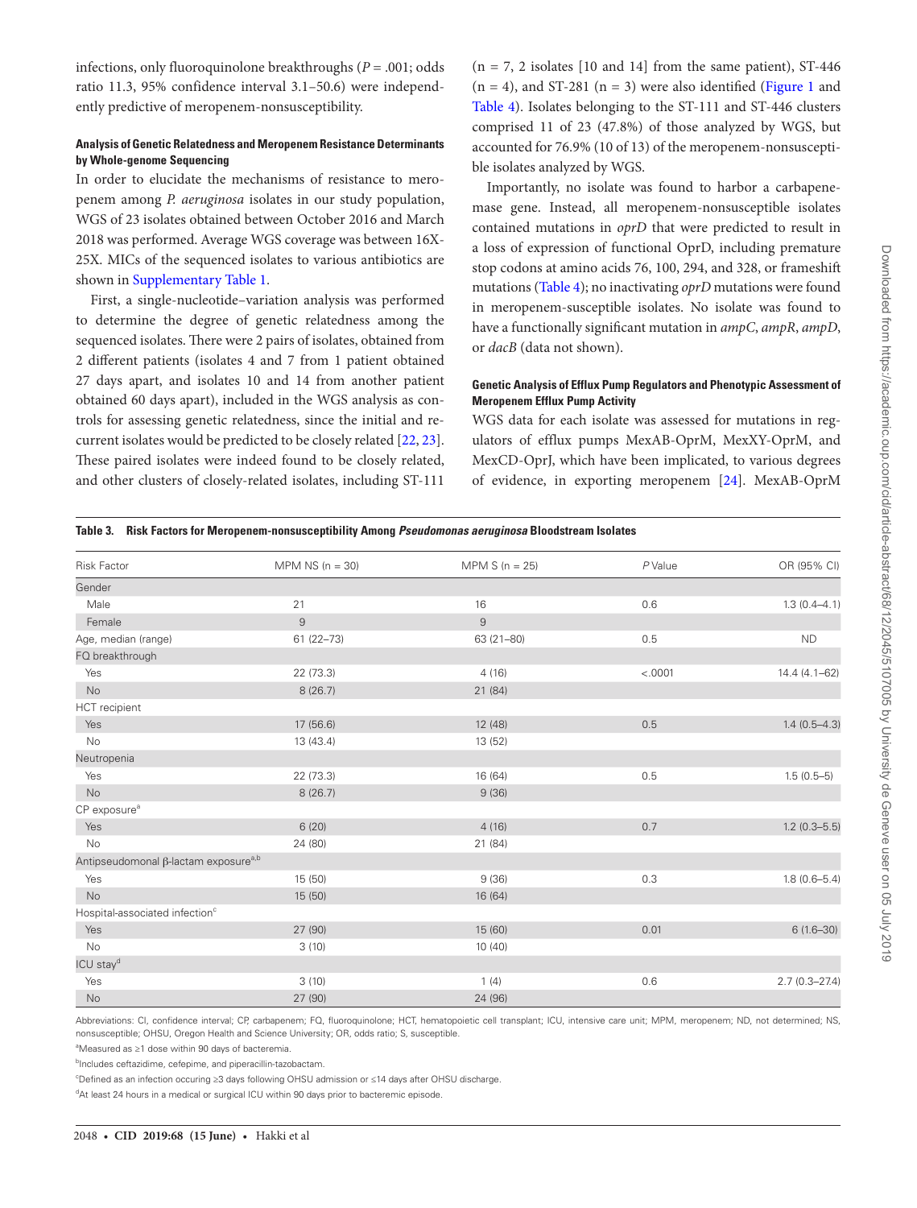infections, only fluoroquinolone breakthroughs ($P$ = .001; odds ratio 11.3, 95% confidence interval 3.1–50.6) were independently predictive of meropenem-nonsusceptibility.

#### Analysis of Genetic Relatedness and Meropenem Resistance Determinants by Whole-genome Sequencing

In order to elucidate the mechanisms of resistance to meropenem among *P. aeruginosa* isolates in our study population, WGS of 23 isolates obtained between October 2016 and March 2018 was performed. Average WGS coverage was between 16X-25X. MICs of the sequenced isolates to various antibiotics are shown in Supplementary Table 1.

First, a single-nucleotide–variation analysis was performed to determine the degree of genetic relatedness among the sequenced isolates. There were 2 pairs of isolates, obtained from 2 different patients (isolates 4 and 7 from 1 patient obtained 27 days apart, and isolates 10 and 14 from another patient obtained 60 days apart), included in the WGS analysis as controls for assessing genetic relatedness, since the initial and recurrent isolates would be predicted to be closely related [22, 23]. These paired isolates were indeed found to be closely related, and other clusters of closely-related isolates, including ST-111 (n = 7, 2 isolates [10 and 14] from the same patient), ST-446 (n = 4), and ST-281 (n = 3) were also identified (Figure 1 and Table 4). Isolates belonging to the ST-111 and ST-446 clusters comprised 11 of 23 (47.8%) of those analyzed by WGS, but accounted for 76.9% (10 of 13) of the meropenem-nonsusceptible isolates analyzed by WGS.

Importantly, no isolate was found to harbor a carbapenemase gene. Instead, all meropenem-nonsusceptible isolates contained mutations in *oprD* that were predicted to result in a loss of expression of functional OprD, including premature stop codons at amino acids 76, 100, 294, and 328, or frameshift mutations (Table 4); no inactivating *oprD* mutations were found in meropenem-susceptible isolates. No isolate was found to have a functionally significant mutation in *ampC*, *ampR*, *ampD*, or *dacB* (data not shown).

#### Genetic Analysis of Efflux Pump Regulators and Phenotypic Assessment of Meropenem Efflux Pump Activity

WGS data for each isolate was assessed for mutations in regulators of efflux pumps MexAB-OprM, MexXY-OprM, and MexCD-OprJ, which have been implicated, to various degrees of evidence, in exporting meropenem [24]. MexAB-OprM

**Table 3. Risk Factors for Meropenem-nonsusceptibility Among *Pseudomonas aeruginosa* Bloodstream Isolates**

| Risk Factor | MPM NS (n = 30) | MPM S (n = 25) | *P* Value | OR (95% CI) |
|---|---|---|---|---|
| Gender | | | | |
| Male | 21 | 16 | 0.6 | 1.3 (0.4–4.1) |
| Female | 9 | 9 | | |
| Age, median (range) | 61 (22–73) | 63 (21–80) | 0.5 | ND |
| FQ breakthrough | | | | |
| Yes | 22 (73.3) | 4 (16) | <.0001 | 14.4 (4.1–62) |
| No | 8 (26.7) | 21 (84) | | |
| HCT recipient | | | | |
| Yes | 17 (56.6) | 12 (48) | 0.5 | 1.4 (0.5–4.3) |
| No | 13 (43.4) | 13 (52) | | |
| Neutropenia | | | | |
| Yes | 22 (73.3) | 16 (64) | 0.5 | 1.5 (0.5–5) |
| No | 8 (26.7) | 9 (36) | | |
| CP exposure[a] | | | | |
| Yes | 6 (20) | 4 (16) | 0.7 | 1.2 (0.3–5.5) |
| No | 24 (80) | 21 (84) | | |
| Antipseudomonal β-lactam exposure[a,b] | | | | |
| Yes | 15 (50) | 9 (36) | 0.3 | 1.8 (0.6–5.4) |
| No | 15 (50) | 16 (64) | | |
| Hospital-associated infection[c] | | | | |
| Yes | 27 (90) | 15 (60) | 0.01 | 6 (1.6–30) |
| No | 3 (10) | 10 (40) | | |
| ICU stay[d] | | | | |
| Yes | 3 (10) | 1 (4) | 0.6 | 2.7 (0.3–27.4) |
| No | 27 (90) | 24 (96) | | |

Abbreviations: CI, confidence interval; CP, carbapenem; FQ, fluoroquinolone; HCT, hematopoietic cell transplant; ICU, intensive care unit; MPM, meropenem; ND, not determined; NS, nonsusceptible; OHSU, Oregon Health and Science University; OR, odds ratio; S, susceptible.

[a]Measured as ≥1 dose within 90 days of bacteremia.

[b]Includes ceftazidime, cefepime, and piperacillin-tazobactam.

[c]Defined as an infection occuring ≥3 days following OHSU admission or ≤14 days after OHSU discharge.

[d]At least 24 hours in a medical or surgical ICU within 90 days prior to bacteremic episode.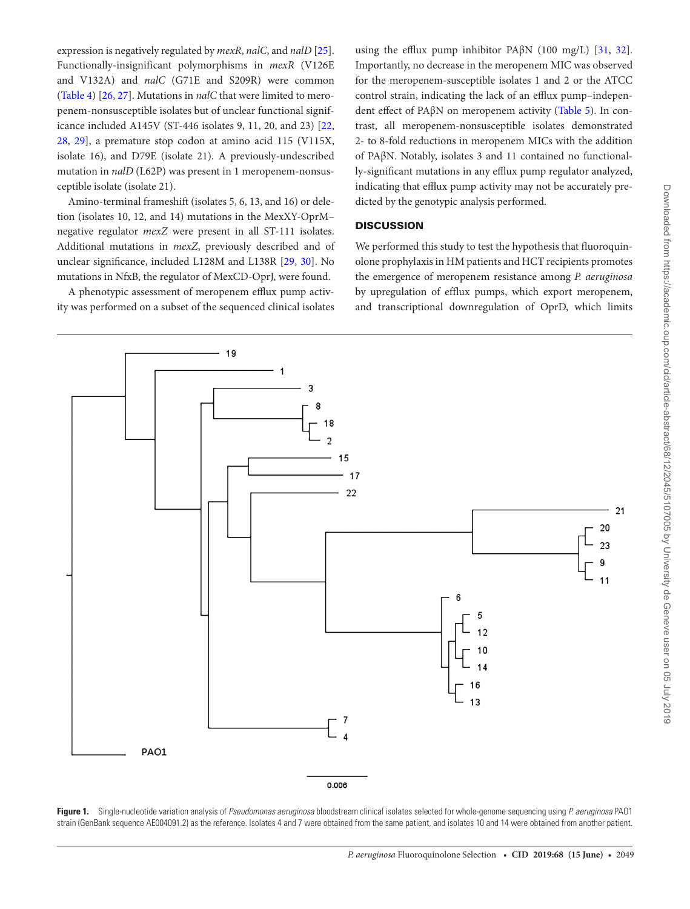expression is negatively regulated by *mexR*, *nalC*, and *nalD* [25]. Functionally-insignificant polymorphisms in *mexR* (V126E and V132A) and *nalC* (G71E and S209R) were common (Table 4) [26, 27]. Mutations in *nalC* that were limited to meropenem-nonsusceptible isolates but of unclear functional significance included A145V (ST-446 isolates 9, 11, 20, and 23) [22, 28, 29], a premature stop codon at amino acid 115 (V115X, isolate 16), and D79E (isolate 21). A previously-undescribed mutation in *nalD* (L62P) was present in 1 meropenem-nonsusceptible isolate (isolate 21).

Amino-terminal frameshift (isolates 5, 6, 13, and 16) or deletion (isolates 10, 12, and 14) mutations in the MexXY-OprM–negative regulator *mexZ* were present in all ST-111 isolates. Additional mutations in *mexZ*, previously described and of unclear significance, included L128M and L138R [29, 30]. No mutations in NfxB, the regulator of MexCD-OprJ, were found.

A phenotypic assessment of meropenem efflux pump activity was performed on a subset of the sequenced clinical isolates using the efflux pump inhibitor PAβN (100 mg/L) [31, 32]. Importantly, no decrease in the meropenem MIC was observed for the meropenem-susceptible isolates 1 and 2 or the ATCC control strain, indicating the lack of an efflux pump–independent effect of PAβN on meropenem activity (Table 5). In contrast, all meropenem-nonsusceptible isolates demonstrated 2- to 8-fold reductions in meropenem MICs with the addition of PAβN. Notably, isolates 3 and 11 contained no functionally-significant mutations in any efflux pump regulator analyzed, indicating that efflux pump activity may not be accurately predicted by the genotypic analysis performed.

## DISCUSSION

We performed this study to test the hypothesis that fluoroquinolone prophylaxis in HM patients and HCT recipients promotes the emergence of meropenem resistance among *P. aeruginosa* by upregulation of efflux pumps, which export meropenem, and transcriptional downregulation of OprD, which limits

**Figure 1.** Single-nucleotide variation analysis of *Pseudomonas aeruginosa* bloodstream clinical isolates selected for whole-genome sequencing using *P. aeruginosa* PAO1 strain (GenBank sequence AE004091.2) as the reference. Isolates 4 and 7 were obtained from the same patient, and isolates 10 and 14 were obtained from another patient.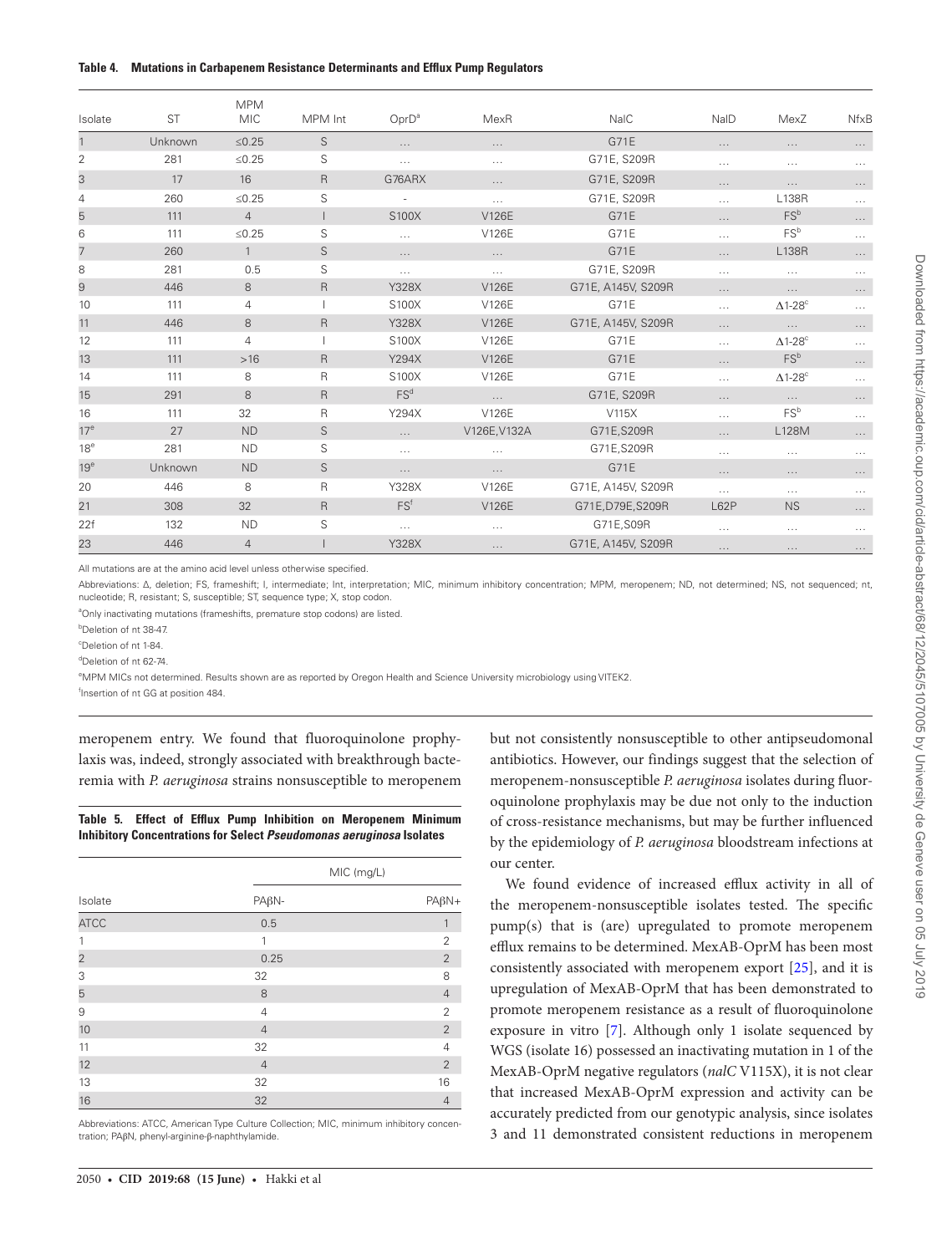**Table 4. Mutations in Carbapenem Resistance Determinants and Efflux Pump Regulators**

| Isolate | ST | MPM MIC | MPM Int | OprD[a] | MexR | NalC | NalD | MexZ | NfxB |
|---|---|---|---|---|---|---|---|---|---|
| 1 | Unknown | ≤0.25 | S | … | … | G71E | … | … | … |
| 2 | 281 | ≤0.25 | S | … | … | G71E, S209R | … | … | … |
| 3 | 17 | 16 | R | G76ARX | … | G71E, S209R | … | … | … |
| 4 | 260 | ≤0.25 | S | - | … | G71E, S209R | … | L138R | … |
| 5 | 111 | 4 | I | S100X | V126E | G71E | … | FS[b] | … |
| 6 | 111 | ≤0.25 | S | … | V126E | G71E | … | FS[b] | … |
| 7 | 260 | 1 | S | … | … | G71E | … | L138R | … |
| 8 | 281 | 0.5 | S | … | … | G71E, S209R | … | … | … |
| 9 | 446 | 8 | R | Y328X | V126E | G71E, A145V, S209R | … | … | … |
| 10 | 111 | 4 | I | S100X | V126E | G71E | … | Δ1-28[c] | … |
| 11 | 446 | 8 | R | Y328X | V126E | G71E, A145V, S209R | … | … | … |
| 12 | 111 | 4 | I | S100X | V126E | G71E | … | Δ1-28[c] | … |
| 13 | 111 | >16 | R | Y294X | V126E | G71E | … | FS[b] | … |
| 14 | 111 | 8 | R | S100X | V126E | G71E | … | Δ1-28[c] | … |
| 15 | 291 | 8 | R | FS[d] | … | G71E, S209R | … | … | … |
| 16 | 111 | 32 | R | Y294X | V126E | V115X | … | FS[b] | … |
| 17[e] | 27 | ND | S | … | V126E,V132A | G71E,S209R | … | L128M | … |
| 18[e] | 281 | ND | S | … | … | G71E,S209R | … | … | … |
| 19[e] | Unknown | ND | S | … | … | G71E | … | … | … |
| 20 | 446 | 8 | R | Y328X | V126E | G71E, A145V, S209R | … | … | … |
| 21 | 308 | 32 | R | FS[f] | V126E | G71E,D79E,S209R | L62P | NS | … |
| 22f | 132 | ND | S | … | … | G71E,S09R | … | … | … |
| 23 | 446 | 4 | I | Y328X | … | G71E, A145V, S209R | … | … | … |

All mutations are at the amino acid level unless otherwise specified.

Abbreviations: Δ, deletion; FS, frameshift; I, intermediate; Int, interpretation; MIC, minimum inhibitory concentration; MPM, meropenem; ND, not determined; NS, not sequenced; nt, nucleotide; R, resistant; S, susceptible; ST, sequence type; X, stop codon.

[a]Only inactivating mutations (frameshifts, premature stop codons) are listed.

[b]Deletion of nt 38-47.

[c]Deletion of nt 1-84.

[d]Deletion of nt 62-74.

[e]MPM MICs not determined. Results shown are as reported by Oregon Health and Science University microbiology using VITEK2.

[f]Insertion of nt GG at position 484.

meropenem entry. We found that fluoroquinolone prophylaxis was, indeed, strongly associated with breakthrough bacteremia with *P. aeruginosa* strains nonsusceptible to meropenem but not consistently nonsusceptible to other antipseudomonal antibiotics. However, our findings suggest that the selection of meropenem-nonsusceptible *P. aeruginosa* isolates during fluoroquinolone prophylaxis may be due not only to the induction of cross-resistance mechanisms, but may be further influenced by the epidemiology of *P. aeruginosa* bloodstream infections at our center.

**Table 5. Effect of Efflux Pump Inhibition on Meropenem Minimum Inhibitory Concentrations for Select *Pseudomonas aeruginosa* Isolates**

| | MIC (mg/L) | |
|---|---|---|
| Isolate | PAβN- | PAβN+ |
| ATCC | 0.5 | 1 |
| 1 | 1 | 2 |
| 2 | 0.25 | 2 |
| 3 | 32 | 8 |
| 5 | 8 | 4 |
| 9 | 4 | 2 |
| 10 | 4 | 2 |
| 11 | 32 | 4 |
| 12 | 4 | 2 |
| 13 | 32 | 16 |
| 16 | 32 | 4 |

Abbreviations: ATCC, American Type Culture Collection; MIC, minimum inhibitory concentration; PAβN, phenyl-arginine-β-naphthylamide.

We found evidence of increased efflux activity in all of the meropenem-nonsusceptible isolates tested. The specific pump(s) that is (are) upregulated to promote meropenem efflux remains to be determined. MexAB-OprM has been most consistently associated with meropenem export [25], and it is upregulation of MexAB-OprM that has been demonstrated to promote meropenem resistance as a result of fluoroquinolone exposure in vitro [7]. Although only 1 isolate sequenced by WGS (isolate 16) possessed an inactivating mutation in 1 of the MexAB-OprM negative regulators (*nalC* V115X), it is not clear that increased MexAB-OprM expression and activity can be accurately predicted from our genotypic analysis, since isolates 3 and 11 demonstrated consistent reductions in meropenem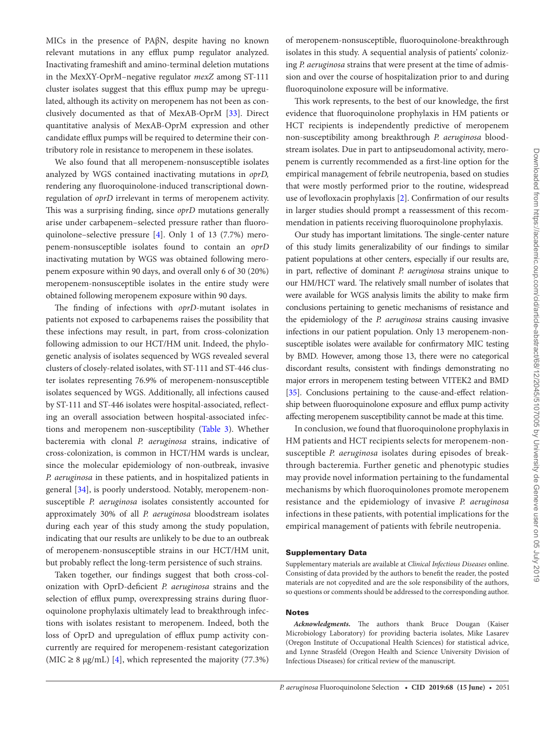MICs in the presence of PAβN, despite having no known relevant mutations in any efflux pump regulator analyzed. Inactivating frameshift and amino-terminal deletion mutations in the MexXY-OprM–negative regulator *mexZ* among ST-111 cluster isolates suggest that this efflux pump may be upregulated, although its activity on meropenem has not been as conclusively documented as that of MexAB-OprM [33]. Direct quantitative analysis of MexAB-OprM expression and other candidate efflux pumps will be required to determine their contributory role in resistance to meropenem in these isolates.

We also found that all meropenem-nonsusceptible isolates analyzed by WGS contained inactivating mutations in *oprD*, rendering any fluoroquinolone-induced transcriptional downregulation of *oprD* irrelevant in terms of meropenem activity. This was a surprising finding, since *oprD* mutations generally arise under carbapenem–selected pressure rather than fluoroquinolone–selective pressure [4]. Only 1 of 13 (7.7%) meropenem-nonsusceptible isolates found to contain an *oprD* inactivating mutation by WGS was obtained following meropenem exposure within 90 days, and overall only 6 of 30 (20%) meropenem-nonsusceptible isolates in the entire study were obtained following meropenem exposure within 90 days.

The finding of infections with *oprD*-mutant isolates in patients not exposed to carbapenems raises the possibility that these infections may result, in part, from cross-colonization following admission to our HCT/HM unit. Indeed, the phylogenetic analysis of isolates sequenced by WGS revealed several clusters of closely-related isolates, with ST-111 and ST-446 cluster isolates representing 76.9% of meropenem-nonsusceptible isolates sequenced by WGS. Additionally, all infections caused by ST-111 and ST-446 isolates were hospital-associated, reflecting an overall association between hospital-associated infections and meropenem non-susceptibility (Table 3). Whether bacteremia with clonal *P. aeruginosa* strains, indicative of cross-colonization, is common in HCT/HM wards is unclear, since the molecular epidemiology of non-outbreak, invasive *P. aeruginosa* in these patients, and in hospitalized patients in general [34], is poorly understood. Notably, meropenem-nonsusceptible *P. aeruginosa* isolates consistently accounted for approximately 30% of all *P. aeruginosa* bloodstream isolates during each year of this study among the study population, indicating that our results are unlikely to be due to an outbreak of meropenem-nonsusceptible strains in our HCT/HM unit, but probably reflect the long-term persistence of such strains.

Taken together, our findings suggest that both cross-colonization with OprD-deficient *P. aeruginosa* strains and the selection of efflux pump, overexpressing strains during fluoroquinolone prophylaxis ultimately lead to breakthrough infections with isolates resistant to meropenem. Indeed, both the loss of OprD and upregulation of efflux pump activity concurrently are required for meropenem-resistant categorization (MIC ≥ 8 μg/mL) [4], which represented the majority (77.3%) of meropenem-nonsusceptible, fluoroquinolone-breakthrough isolates in this study. A sequential analysis of patients' colonizing *P. aeruginosa* strains that were present at the time of admission and over the course of hospitalization prior to and during fluoroquinolone exposure will be informative.

This work represents, to the best of our knowledge, the first evidence that fluoroquinolone prophylaxis in HM patients or HCT recipients is independently predictive of meropenem non-susceptibility among breakthrough *P. aeruginosa* bloodstream isolates. Due in part to antipseudomonal activity, meropenem is currently recommended as a first-line option for the empirical management of febrile neutropenia, based on studies that were mostly performed prior to the routine, widespread use of levofloxacin prophylaxis [2]. Confirmation of our results in larger studies should prompt a reassessment of this recommendation in patients receiving fluoroquinolone prophylaxis.

Our study has important limitations. The single-center nature of this study limits generalizability of our findings to similar patient populations at other centers, especially if our results are, in part, reflective of dominant *P. aeruginosa* strains unique to our HM/HCT ward. The relatively small number of isolates that were available for WGS analysis limits the ability to make firm conclusions pertaining to genetic mechanisms of resistance and the epidemiology of the *P. aeruginosa* strains causing invasive infections in our patient population. Only 13 meropenem-nonsusceptible isolates were available for confirmatory MIC testing by BMD. However, among those 13, there were no categorical discordant results, consistent with findings demonstrating no major errors in meropenem testing between VITEK2 and BMD [35]. Conclusions pertaining to the cause-and-effect relationship between fluoroquinolone exposure and efflux pump activity affecting meropenem susceptibility cannot be made at this time.

In conclusion, we found that fluoroquinolone prophylaxis in HM patients and HCT recipients selects for meropenem-nonsusceptible *P. aeruginosa* isolates during episodes of breakthrough bacteremia. Further genetic and phenotypic studies may provide novel information pertaining to the fundamental mechanisms by which fluoroquinolones promote meropenem resistance and the epidemiology of invasive *P. aeruginosa* infections in these patients, with potential implications for the empirical management of patients with febrile neutropenia.

## Supplementary Data

Supplementary materials are available at *Clinical Infectious Diseases* online. Consisting of data provided by the authors to benefit the reader, the posted materials are not copyedited and are the sole responsibility of the authors, so questions or comments should be addressed to the corresponding author.

## Notes

***Acknowledgments.*** The authors thank Bruce Dougan (Kaiser Microbiology Laboratory) for providing bacteria isolates, Mike Lasarev (Oregon Institute of Occupational Health Sciences) for statistical advice, and Lynne Strasfeld (Oregon Health and Science University Division of Infectious Diseases) for critical review of the manuscript.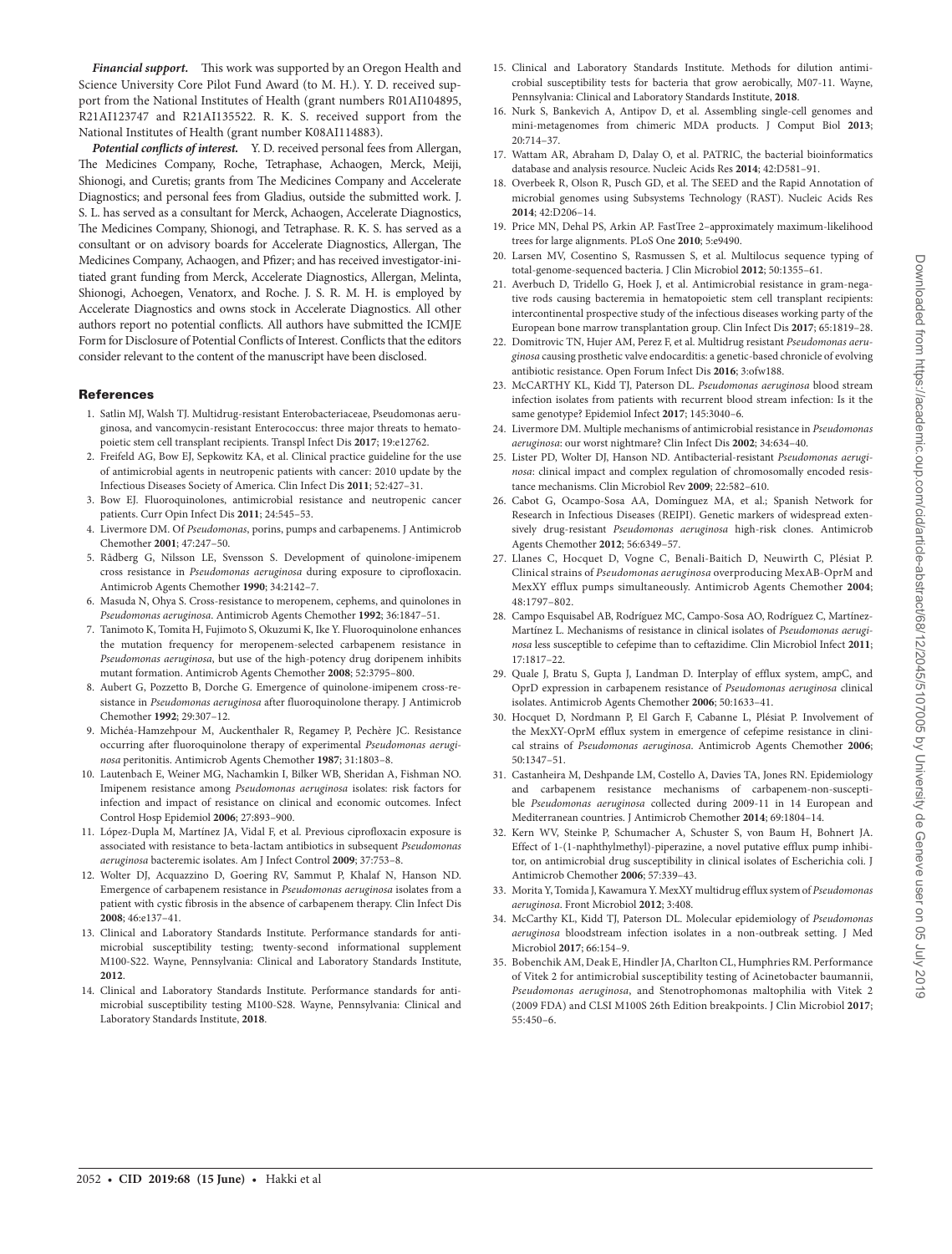***Financial support.*** This work was supported by an Oregon Health and Science University Core Pilot Fund Award (to M. H.). Y. D. received support from the National Institutes of Health (grant numbers R01AI104895, R21AI123747 and R21AI135522. R. K. S. received support from the National Institutes of Health (grant number K08AI114883).

***Potential conflicts of interest.*** Y. D. received personal fees from Allergan, The Medicines Company, Roche, Tetraphase, Achaogen, Merck, Meiji, Shionogi, and Curetis; grants from The Medicines Company and Accelerate Diagnostics; and personal fees from Gladius, outside the submitted work. J. S. L. has served as a consultant for Merck, Achaogen, Accelerate Diagnostics, The Medicines Company, Shionogi, and Tetraphase. R. K. S. has served as a consultant or on advisory boards for Accelerate Diagnostics, Allergan, The Medicines Company, Achaogen, and Pfizer; and has received investigator-initiated grant funding from Merck, Accelerate Diagnostics, Allergan, Melinta, Shionogi, Achoegen, Venatorx, and Roche. J. S. R. M. H. is employed by Accelerate Diagnostics and owns stock in Accelerate Diagnostics. All other authors report no potential conflicts. All authors have submitted the ICMJE Form for Disclosure of Potential Conflicts of Interest. Conflicts that the editors consider relevant to the content of the manuscript have been disclosed.

## References

1. Satlin MJ, Walsh TJ. Multidrug-resistant Enterobacteriaceae, Pseudomonas aeruginosa, and vancomycin-resistant Enterococcus: three major threats to hematopoietic stem cell transplant recipients. Transpl Infect Dis **2017**; 19:e12762.
2. Freifeld AG, Bow EJ, Sepkowitz KA, et al. Clinical practice guideline for the use of antimicrobial agents in neutropenic patients with cancer: 2010 update by the Infectious Diseases Society of America. Clin Infect Dis **2011**; 52:427–31.
3. Bow EJ. Fluoroquinolones, antimicrobial resistance and neutropenic cancer patients. Curr Opin Infect Dis **2011**; 24:545–53.
4. Livermore DM. Of *Pseudomonas*, porins, pumps and carbapenems. J Antimicrob Chemother **2001**; 47:247–50.
5. Rådberg G, Nilsson LE, Svensson S. Development of quinolone-imipenem cross resistance in *Pseudomonas aeruginosa* during exposure to ciprofloxacin. Antimicrob Agents Chemother **1990**; 34:2142–7.
6. Masuda N, Ohya S. Cross-resistance to meropenem, cephems, and quinolones in *Pseudomonas aeruginosa*. Antimicrob Agents Chemother **1992**; 36:1847–51.
7. Tanimoto K, Tomita H, Fujimoto S, Okuzumi K, Ike Y. Fluoroquinolone enhances the mutation frequency for meropenem-selected carbapenem resistance in *Pseudomonas aeruginosa*, but use of the high-potency drug doripenem inhibits mutant formation. Antimicrob Agents Chemother **2008**; 52:3795–800.
8. Aubert G, Pozzetto B, Dorche G. Emergence of quinolone-imipenem cross-resistance in *Pseudomonas aeruginosa* after fluoroquinolone therapy. J Antimicrob Chemother **1992**; 29:307–12.
9. Michéa-Hamzehpour M, Auckenthaler R, Regamey P, Pechère JC. Resistance occurring after fluoroquinolone therapy of experimental *Pseudomonas aeruginosa* peritonitis. Antimicrob Agents Chemother **1987**; 31:1803–8.
10. Lautenbach E, Weiner MG, Nachamkin I, Bilker WB, Sheridan A, Fishman NO. Imipenem resistance among *Pseudomonas aeruginosa* isolates: risk factors for infection and impact of resistance on clinical and economic outcomes. Infect Control Hosp Epidemiol **2006**; 27:893–900.
11. López-Dupla M, Martínez JA, Vidal F, et al. Previous ciprofloxacin exposure is associated with resistance to beta-lactam antibiotics in subsequent *Pseudomonas aeruginosa* bacteremic isolates. Am J Infect Control **2009**; 37:753–8.
12. Wolter DJ, Acquazzino D, Goering RV, Sammut P, Khalaf N, Hanson ND. Emergence of carbapenem resistance in *Pseudomonas aeruginosa* isolates from a patient with cystic fibrosis in the absence of carbapenem therapy. Clin Infect Dis **2008**; 46:e137–41.
13. Clinical and Laboratory Standards Institute. Performance standards for antimicrobial susceptibility testing; twenty-second informational supplement M100-S22. Wayne, Pennsylvania: Clinical and Laboratory Standards Institute, **2012**.
14. Clinical and Laboratory Standards Institute. Performance standards for antimicrobial susceptibility testing M100-S28. Wayne, Pennsylvania: Clinical and Laboratory Standards Institute, **2018**.
15. Clinical and Laboratory Standards Institute. Methods for dilution antimicrobial susceptibility tests for bacteria that grow aerobically, M07-11. Wayne, Pennsylvania: Clinical and Laboratory Standards Institute, **2018**.
16. Nurk S, Bankevich A, Antipov D, et al. Assembling single-cell genomes and mini-metagenomes from chimeric MDA products. J Comput Biol **2013**; 20:714–37.
17. Wattam AR, Abraham D, Dalay O, et al. PATRIC, the bacterial bioinformatics database and analysis resource. Nucleic Acids Res **2014**; 42:D581–91.
18. Overbeek R, Olson R, Pusch GD, et al. The SEED and the Rapid Annotation of microbial genomes using Subsystems Technology (RAST). Nucleic Acids Res **2014**; 42:D206–14.
19. Price MN, Dehal PS, Arkin AP. FastTree 2–approximately maximum-likelihood trees for large alignments. PLoS One **2010**; 5:e9490.
20. Larsen MV, Cosentino S, Rasmussen S, et al. Multilocus sequence typing of total-genome-sequenced bacteria. J Clin Microbiol **2012**; 50:1355–61.
21. Averbuch D, Tridello G, Hoek J, et al. Antimicrobial resistance in gram-negative rods causing bacteremia in hematopoietic stem cell transplant recipients: intercontinental prospective study of the infectious diseases working party of the European bone marrow transplantation group. Clin Infect Dis **2017**; 65:1819–28.
22. Domitrovic TN, Hujer AM, Perez F, et al. Multidrug resistant *Pseudomonas aeruginosa* causing prosthetic valve endocarditis: a genetic-based chronicle of evolving antibiotic resistance. Open Forum Infect Dis **2016**; 3:ofw188.
23. McCARTHY KL, Kidd TJ, Paterson DL. *Pseudomonas aeruginosa* blood stream infection isolates from patients with recurrent blood stream infection: Is it the same genotype? Epidemiol Infect **2017**; 145:3040–6.
24. Livermore DM. Multiple mechanisms of antimicrobial resistance in *Pseudomonas aeruginosa*: our worst nightmare? Clin Infect Dis **2002**; 34:634–40.
25. Lister PD, Wolter DJ, Hanson ND. Antibacterial-resistant *Pseudomonas aeruginosa*: clinical impact and complex regulation of chromosomally encoded resistance mechanisms. Clin Microbiol Rev **2009**; 22:582–610.
26. Cabot G, Ocampo-Sosa AA, Domínguez MA, et al.; Spanish Network for Research in Infectious Diseases (REIPI). Genetic markers of widespread extensively drug-resistant *Pseudomonas aeruginosa* high-risk clones. Antimicrob Agents Chemother **2012**; 56:6349–57.
27. Llanes C, Hocquet D, Vogne C, Benali-Baitich D, Neuwirth C, Plésiat P. Clinical strains of *Pseudomonas aeruginosa* overproducing MexAB-OprM and MexXY efflux pumps simultaneously. Antimicrob Agents Chemother **2004**; 48:1797–802.
28. Campo Esquisabel AB, Rodríguez MC, Campo-Sosa AO, Rodríguez C, Martínez-Martínez L. Mechanisms of resistance in clinical isolates of *Pseudomonas aeruginosa* less susceptible to cefepime than to ceftazidime. Clin Microbiol Infect **2011**; 17:1817–22.
29. Quale J, Bratu S, Gupta J, Landman D. Interplay of efflux system, ampC, and OprD expression in carbapenem resistance of *Pseudomonas aeruginosa* clinical isolates. Antimicrob Agents Chemother **2006**; 50:1633–41.
30. Hocquet D, Nordmann P, El Garch F, Cabanne L, Plésiat P. Involvement of the MexXY-OprM efflux system in emergence of cefepime resistance in clinical strains of *Pseudomonas aeruginosa*. Antimicrob Agents Chemother **2006**; 50:1347–51.
31. Castanheira M, Deshpande LM, Costello A, Davies TA, Jones RN. Epidemiology and carbapenem resistance mechanisms of carbapenem-non-susceptible *Pseudomonas aeruginosa* collected during 2009-11 in 14 European and Mediterranean countries. J Antimicrob Chemother **2014**; 69:1804–14.
32. Kern WV, Steinke P, Schumacher A, Schuster S, von Baum H, Bohnert JA. Effect of 1-(1-naphthylmethyl)-piperazine, a novel putative efflux pump inhibitor, on antimicrobial drug susceptibility in clinical isolates of Escherichia coli. J Antimicrob Chemother **2006**; 57:339–43.
33. Morita Y, Tomida J, Kawamura Y. MexXY multidrug efflux system of *Pseudomonas aeruginosa*. Front Microbiol **2012**; 3:408.
34. McCarthy KL, Kidd TJ, Paterson DL. Molecular epidemiology of *Pseudomonas aeruginosa* bloodstream infection isolates in a non-outbreak setting. J Med Microbiol **2017**; 66:154–9.
35. Bobenchik AM, Deak E, Hindler JA, Charlton CL, Humphries RM. Performance of Vitek 2 for antimicrobial susceptibility testing of Acinetobacter baumannii, *Pseudomonas aeruginosa*, and Stenotrophomonas maltophilia with Vitek 2 (2009 FDA) and CLSI M100S 26th Edition breakpoints. J Clin Microbiol **2017**; 55:450–6.